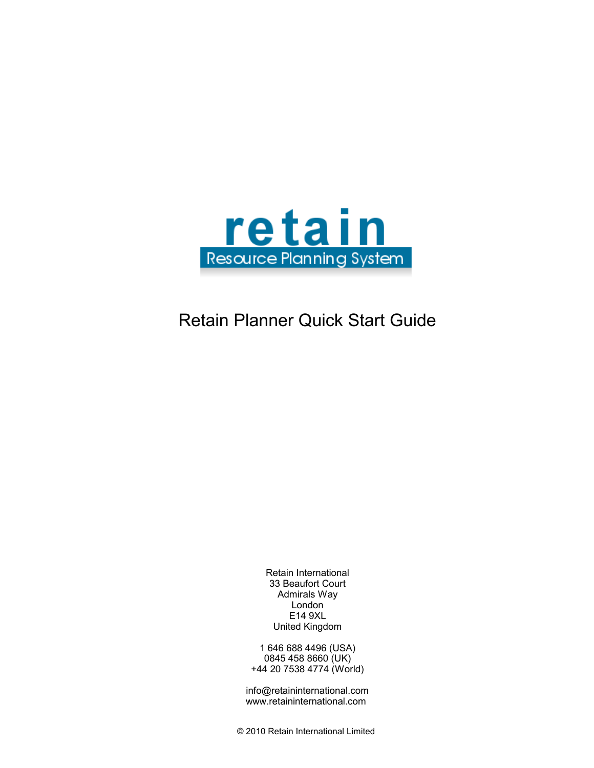retain

Resource Planning System

# Retain Planner Quick Start Guide

Retain International
33 Beaufort Court
Admirals Way
London
E14 9XL
United Kingdom

1 646 688 4496 (USA)
0845 458 8660 (UK)
+44 20 7538 4774 (World)

info@retaininternational.com
www.retaininternational.com

© 2010 Retain International Limited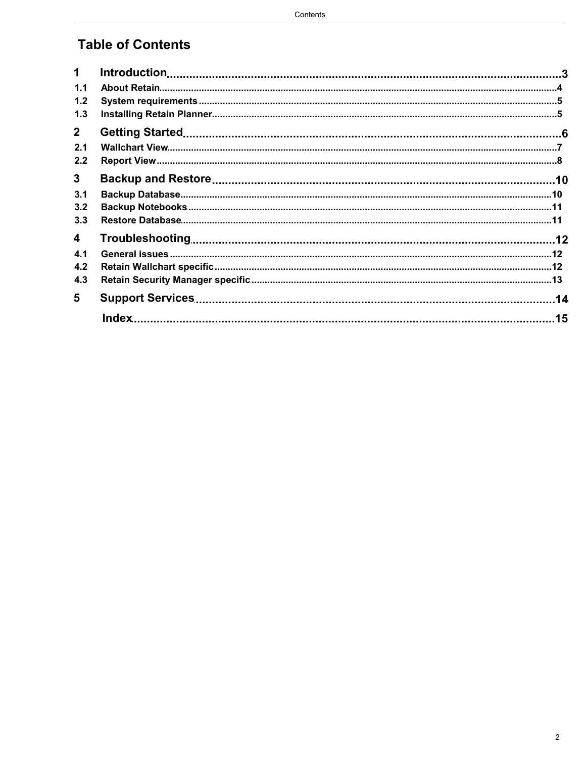# Table of Contents

**1 Introduction** ........ 3

- 1.1 About Retain ........ 4
- 1.2 System requirements ........ 5
- 1.3 Installing Retain Planner ........ 5

**2 Getting Started** ........ 6

- 2.1 Wallchart View ........ 7
- 2.2 Report View ........ 8

**3 Backup and Restore** ........ 10

- 3.1 Backup Database ........ 10
- 3.2 Backup Notebooks ........ 11
- 3.3 Restore Database ........ 11

**4 Troubleshooting** ........ 12

- 4.1 General issues ........ 12
- 4.2 Retain Wallchart specific ........ 12
- 4.3 Retain Security Manager specific ........ 13

**5 Support Services** ........ 14

**Index** ........ 15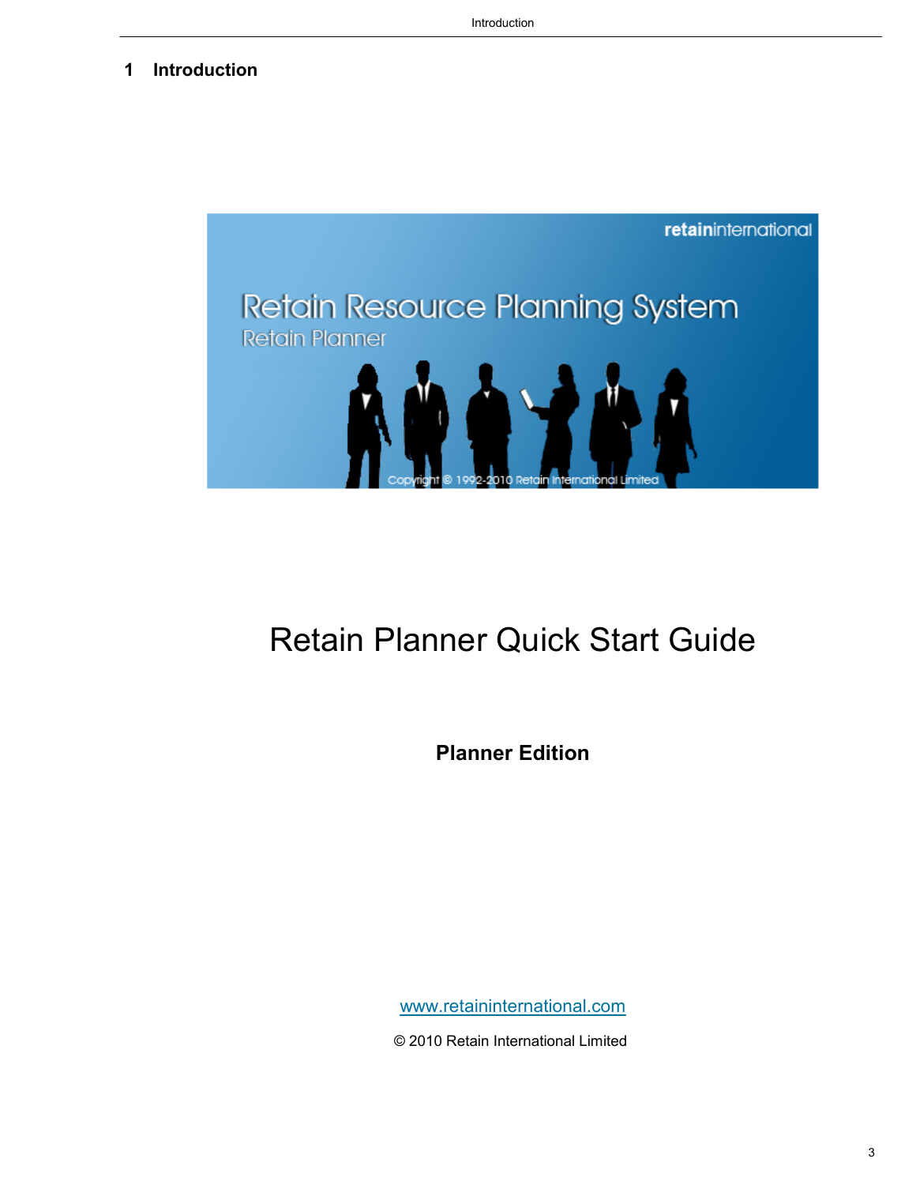# 1 Introduction

Retain Planner Quick Start Guide

**Planner Edition**

www.retaininternational.com

© 2010 Retain International Limited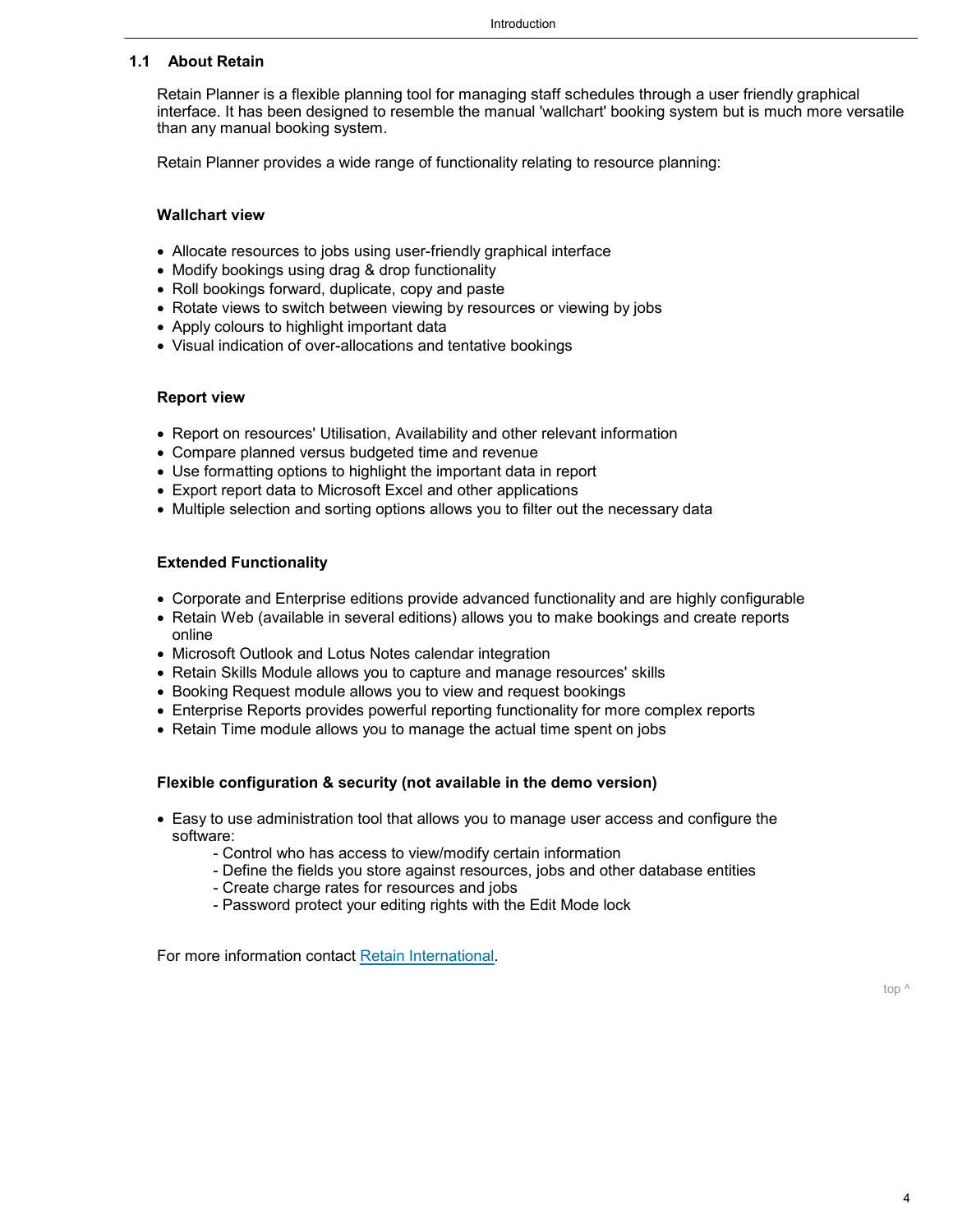## 1.1 About Retain

Retain Planner is a flexible planning tool for managing staff schedules through a user friendly graphical interface. It has been designed to resemble the manual 'wallchart' booking system but is much more versatile than any manual booking system.

Retain Planner provides a wide range of functionality relating to resource planning:

**Wallchart view**

- Allocate resources to jobs using user-friendly graphical interface
- Modify bookings using drag & drop functionality
- Roll bookings forward, duplicate, copy and paste
- Rotate views to switch between viewing by resources or viewing by jobs
- Apply colours to highlight important data
- Visual indication of over-allocations and tentative bookings

**Report view**

- Report on resources' Utilisation, Availability and other relevant information
- Compare planned versus budgeted time and revenue
- Use formatting options to highlight the important data in report
- Export report data to Microsoft Excel and other applications
- Multiple selection and sorting options allows you to filter out the necessary data

**Extended Functionality**

- Corporate and Enterprise editions provide advanced functionality and are highly configurable
- Retain Web (available in several editions) allows you to make bookings and create reports online
- Microsoft Outlook and Lotus Notes calendar integration
- Retain Skills Module allows you to capture and manage resources' skills
- Booking Request module allows you to view and request bookings
- Enterprise Reports provides powerful reporting functionality for more complex reports
- Retain Time module allows you to manage the actual time spent on jobs

**Flexible configuration & security (not available in the demo version)**

- Easy to use administration tool that allows you to manage user access and configure the software:
  - Control who has access to view/modify certain information
  - Define the fields you store against resources, jobs and other database entities
  - Create charge rates for resources and jobs
  - Password protect your editing rights with the Edit Mode lock

For more information contact Retain International.

top ^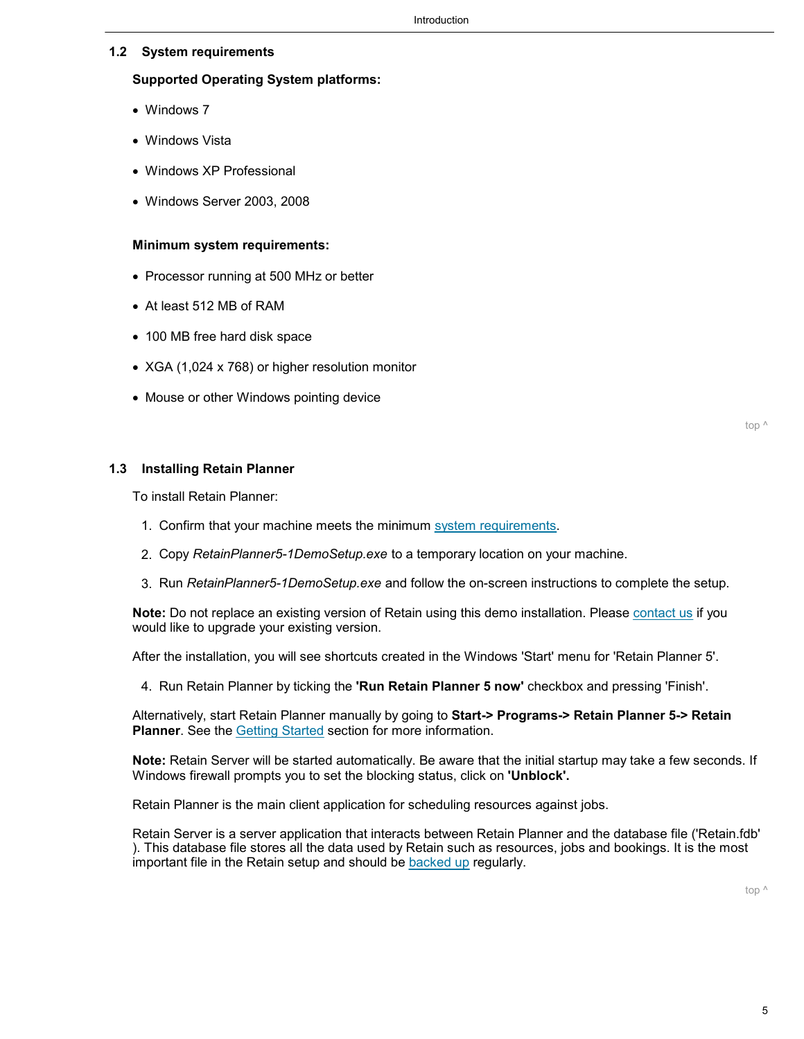## 1.2 System requirements

**Supported Operating System platforms:**

- Windows 7
- Windows Vista
- Windows XP Professional
- Windows Server 2003, 2008

**Minimum system requirements:**

- Processor running at 500 MHz or better
- At least 512 MB of RAM
- 100 MB free hard disk space
- XGA (1,024 x 768) or higher resolution monitor
- Mouse or other Windows pointing device

top ^

## 1.3 Installing Retain Planner

To install Retain Planner:

1. Confirm that your machine meets the minimum system requirements.
2. Copy *RetainPlanner5-1DemoSetup.exe* to a temporary location on your machine.
3. Run *RetainPlanner5-1DemoSetup.exe* and follow the on-screen instructions to complete the setup.

**Note:** Do not replace an existing version of Retain using this demo installation. Please contact us if you would like to upgrade your existing version.

After the installation, you will see shortcuts created in the Windows 'Start' menu for 'Retain Planner 5'.

4. Run Retain Planner by ticking the **'Run Retain Planner 5 now'** checkbox and pressing 'Finish'.

Alternatively, start Retain Planner manually by going to **Start-> Programs-> Retain Planner 5-> Retain Planner**. See the Getting Started section for more information.

**Note:** Retain Server will be started automatically. Be aware that the initial startup may take a few seconds. If Windows firewall prompts you to set the blocking status, click on **'Unblock'.**

Retain Planner is the main client application for scheduling resources against jobs.

Retain Server is a server application that interacts between Retain Planner and the database file ('Retain.fdb' ). This database file stores all the data used by Retain such as resources, jobs and bookings. It is the most important file in the Retain setup and should be backed up regularly.

top ^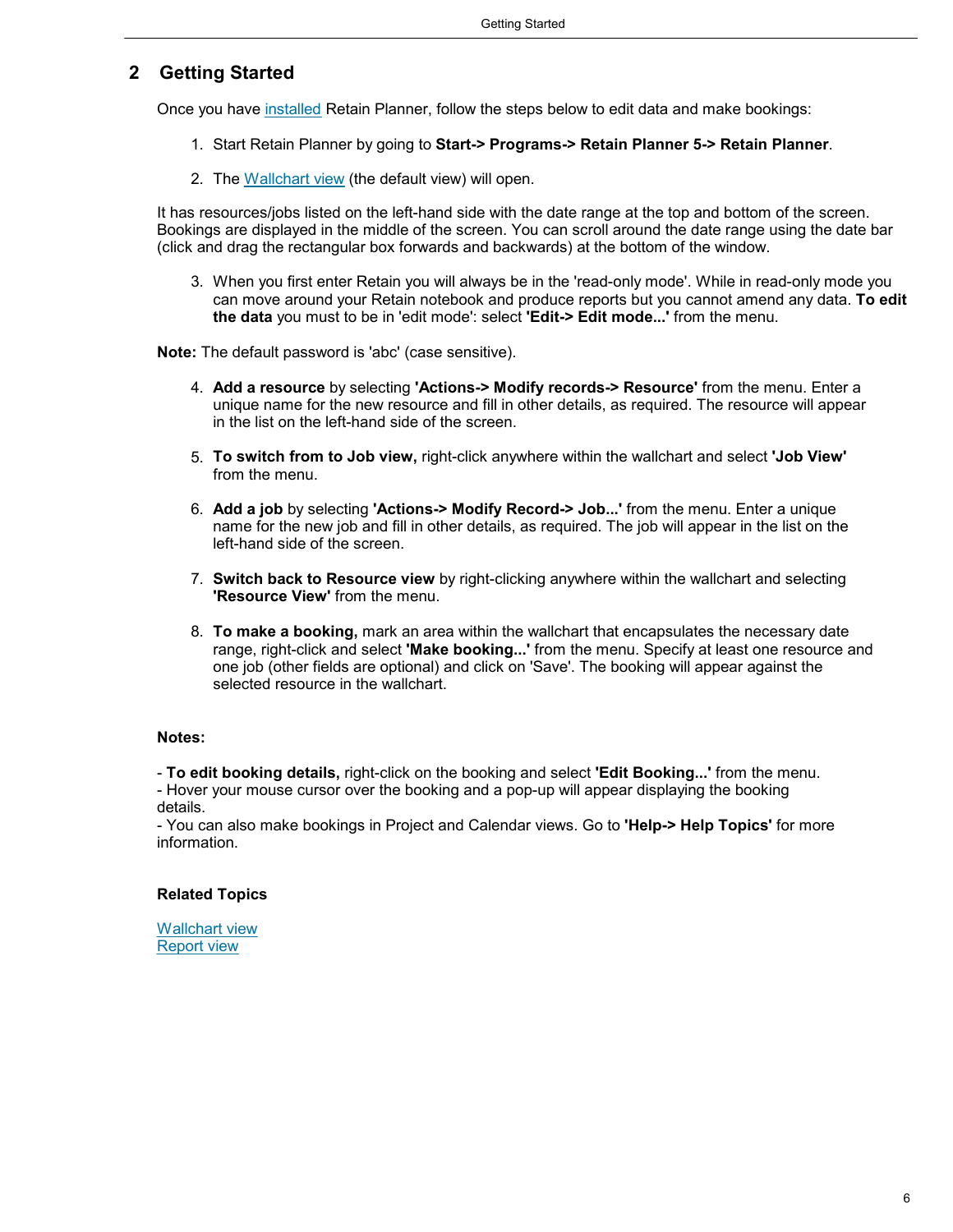## 2 Getting Started

Once you have installed Retain Planner, follow the steps below to edit data and make bookings:

1. Start Retain Planner by going to **Start-> Programs-> Retain Planner 5-> Retain Planner**.

2. The Wallchart view (the default view) will open.

It has resources/jobs listed on the left-hand side with the date range at the top and bottom of the screen. Bookings are displayed in the middle of the screen. You can scroll around the date range using the date bar (click and drag the rectangular box forwards and backwards) at the bottom of the window.

3. When you first enter Retain you will always be in the 'read-only mode'. While in read-only mode you can move around your Retain notebook and produce reports but you cannot amend any data. **To edit the data** you must to be in 'edit mode': select **'Edit-> Edit mode...'** from the menu.

**Note:** The default password is 'abc' (case sensitive).

4. **Add a resource** by selecting **'Actions-> Modify records-> Resource'** from the menu. Enter a unique name for the new resource and fill in other details, as required. The resource will appear in the list on the left-hand side of the screen.

5. **To switch from to Job view,** right-click anywhere within the wallchart and select **'Job View'** from the menu.

6. **Add a job** by selecting **'Actions-> Modify Record-> Job...'** from the menu. Enter a unique name for the new job and fill in other details, as required. The job will appear in the list on the left-hand side of the screen.

7. **Switch back to Resource view** by right-clicking anywhere within the wallchart and selecting **'Resource View'** from the menu.

8. **To make a booking,** mark an area within the wallchart that encapsulates the necessary date range, right-click and select **'Make booking...'** from the menu. Specify at least one resource and one job (other fields are optional) and click on 'Save'. The booking will appear against the selected resource in the wallchart.

**Notes:**

- **To edit booking details,** right-click on the booking and select **'Edit Booking...'** from the menu.
- Hover your mouse cursor over the booking and a pop-up will appear displaying the booking details.
- You can also make bookings in Project and Calendar views. Go to **'Help-> Help Topics'** for more information.

**Related Topics**

Wallchart view
Report view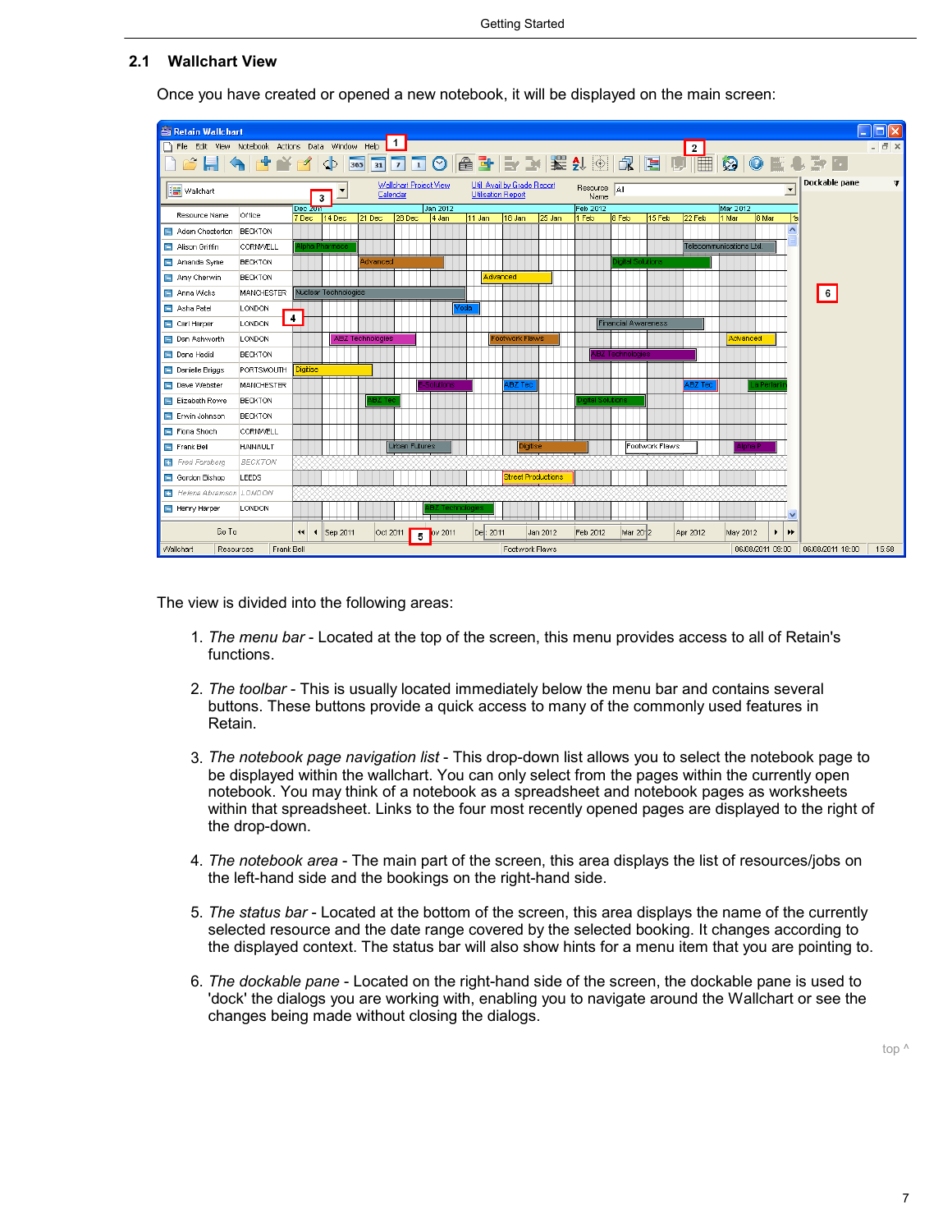## 2.1 Wallchart View

Once you have created or opened a new notebook, it will be displayed on the main screen:

The view is divided into the following areas:

1. *The menu bar* - Located at the top of the screen, this menu provides access to all of Retain's functions.

2. *The toolbar* - This is usually located immediately below the menu bar and contains several buttons. These buttons provide a quick access to many of the commonly used features in Retain.

3. *The notebook page navigation list* - This drop-down list allows you to select the notebook page to be displayed within the wallchart. You can only select from the pages within the currently open notebook. You may think of a notebook as a spreadsheet and notebook pages as worksheets within that spreadsheet. Links to the four most recently opened pages are displayed to the right of the drop-down.

4. *The notebook area* - The main part of the screen, this area displays the list of resources/jobs on the left-hand side and the bookings on the right-hand side.

5. *The status bar* - Located at the bottom of the screen, this area displays the name of the currently selected resource and the date range covered by the selected booking. It changes according to the displayed context. The status bar will also show hints for a menu item that you are pointing to.

6. *The dockable pane* - Located on the right-hand side of the screen, the dockable pane is used to 'dock' the dialogs you are working with, enabling you to navigate around the Wallchart or see the changes being made without closing the dialogs.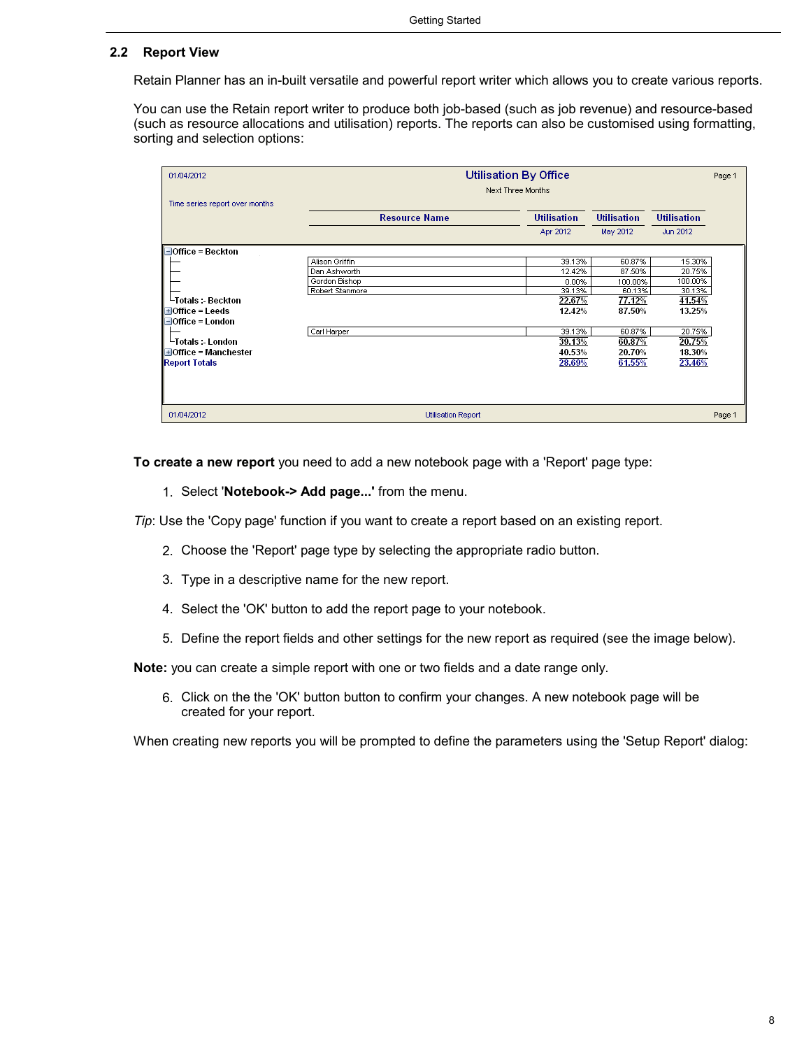## 2.2 Report View

Retain Planner has an in-built versatile and powerful report writer which allows you to create various reports.

You can use the Retain report writer to produce both job-based (such as job revenue) and resource-based (such as resource allocations and utilisation) reports. The reports can also be customised using formatting, sorting and selection options:

01/04/2012 — **Utilisation By Office** — Page 1

Next Three Months

Time series report over months

| | Resource Name | Utilisation Apr 2012 | Utilisation May 2012 | Utilisation Jun 2012 |
|---|---|---|---|---|
| Office = Beckton | | | | |
| | Alison Griffin | 39.13% | 60.87% | 15.30% |
| | Dan Ashworth | 12.42% | 87.50% | 20.75% |
| | Gordon Bishop | 0.00% | 100.00% | 100.00% |
| | Robert Stanmore | 39.13% | 60.13% | 30.13% |
| Totals :- Beckton | | 22.67% | 77.12% | 41.54% |
| Office = Leeds | | 12.42% | 87.50% | 13.25% |
| Office = London | | | | |
| | Carl Harper | 39.13% | 60.87% | 20.75% |
| Totals :- London | | 39.13% | 60.87% | 20.75% |
| Office = Manchester | | 40.53% | 20.70% | 18.30% |
| Report Totals | | 28.69% | 61.55% | 23.46% |

01/04/2012 — Utilisation Report — Page 1

**To create a new report** you need to add a new notebook page with a 'Report' page type:

1. Select '**Notebook-> Add page...'** from the menu.

*Tip*: Use the 'Copy page' function if you want to create a report based on an existing report.

2. Choose the 'Report' page type by selecting the appropriate radio button.

3. Type in a descriptive name for the new report.

4. Select the 'OK' button to add the report page to your notebook.

5. Define the report fields and other settings for the new report as required (see the image below).

**Note:** you can create a simple report with one or two fields and a date range only.

6. Click on the the 'OK' button button to confirm your changes. A new notebook page will be created for your report.

When creating new reports you will be prompted to define the parameters using the 'Setup Report' dialog: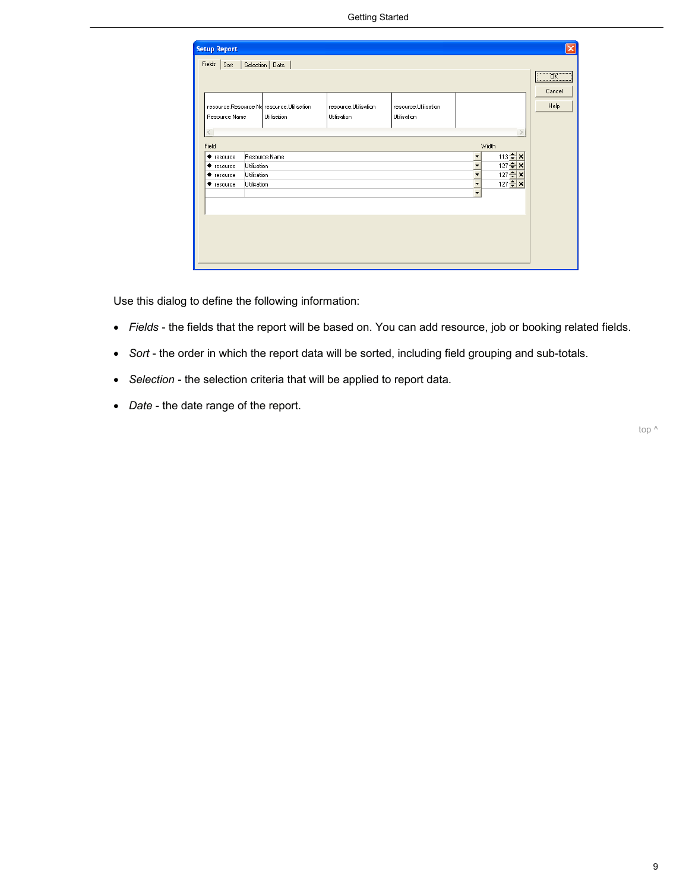Use this dialog to define the following information:

- *Fields* - the fields that the report will be based on. You can add resource, job or booking related fields.
- *Sort* - the order in which the report data will be sorted, including field grouping and sub-totals.
- *Selection* - the selection criteria that will be applied to report data.
- *Date* - the date range of the report.

top ^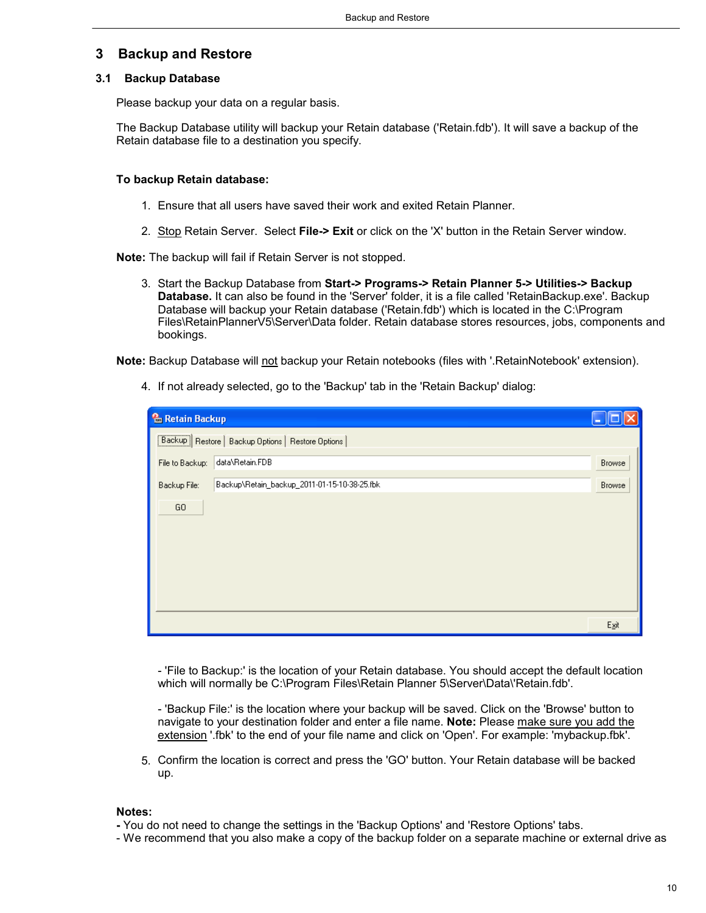# 3 Backup and Restore

## 3.1 Backup Database

Please backup your data on a regular basis.

The Backup Database utility will backup your Retain database ('Retain.fdb'). It will save a backup of the Retain database file to a destination you specify.

**To backup Retain database:**

1. Ensure that all users have saved their work and exited Retain Planner.
2. Stop Retain Server. Select **File-> Exit** or click on the 'X' button in the Retain Server window.

**Note:** The backup will fail if Retain Server is not stopped.

3. Start the Backup Database from **Start-> Programs-> Retain Planner 5-> Utilities-> Backup Database.** It can also be found in the 'Server' folder, it is a file called 'RetainBackup.exe'. Backup Database will backup your Retain database ('Retain.fdb') which is located in the C:\Program Files\RetainPlannerV5\Server\Data folder. Retain database stores resources, jobs, components and bookings.

**Note:** Backup Database will not backup your Retain notebooks (files with '.RetainNotebook' extension).

4. If not already selected, go to the 'Backup' tab in the 'Retain Backup' dialog:

   - 'File to Backup:' is the location of your Retain database. You should accept the default location which will normally be C:\Program Files\Retain Planner 5\Server\Data\'Retain.fdb'.

   - 'Backup File:' is the location where your backup will be saved. Click on the 'Browse' button to navigate to your destination folder and enter a file name. **Note:** Please make sure you add the extension '.fbk' to the end of your file name and click on 'Open'. For example: 'mybackup.fbk'.

5. Confirm the location is correct and press the 'GO' button. Your Retain database will be backed up.

**Notes:**
**-** You do not need to change the settings in the 'Backup Options' and 'Restore Options' tabs.
- We recommend that you also make a copy of the backup folder on a separate machine or external drive as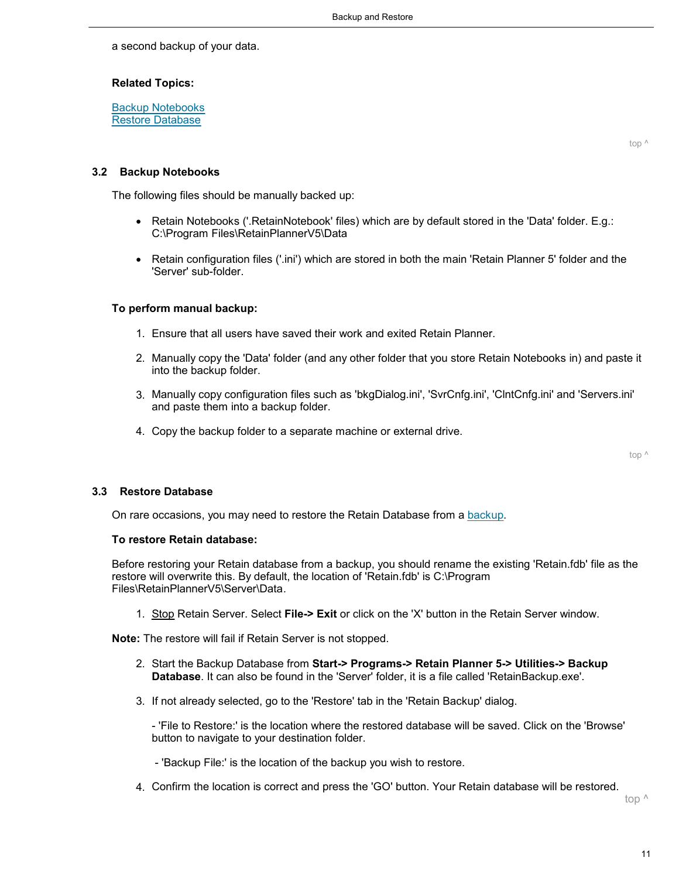a second backup of your data.

**Related Topics:**

Backup Notebooks
Restore Database

top ^

## 3.2 Backup Notebooks

The following files should be manually backed up:

- Retain Notebooks ('.RetainNotebook' files) which are by default stored in the 'Data' folder. E.g.: C:\Program Files\RetainPlannerV5\Data

- Retain configuration files ('.ini') which are stored in both the main 'Retain Planner 5' folder and the 'Server' sub-folder.

**To perform manual backup:**

1. Ensure that all users have saved their work and exited Retain Planner.

2. Manually copy the 'Data' folder (and any other folder that you store Retain Notebooks in) and paste it into the backup folder.

3. Manually copy configuration files such as 'bkgDialog.ini', 'SvrCnfg.ini', 'ClntCnfg.ini' and 'Servers.ini' and paste them into a backup folder.

4. Copy the backup folder to a separate machine or external drive.

top ^

## 3.3 Restore Database

On rare occasions, you may need to restore the Retain Database from a backup.

**To restore Retain database:**

Before restoring your Retain database from a backup, you should rename the existing 'Retain.fdb' file as the restore will overwrite this. By default, the location of 'Retain.fdb' is C:\Program Files\RetainPlannerV5\Server\Data.

1. Stop Retain Server. Select **File-> Exit** or click on the 'X' button in the Retain Server window.

**Note:** The restore will fail if Retain Server is not stopped.

2. Start the Backup Database from **Start-> Programs-> Retain Planner 5-> Utilities-> Backup Database**. It can also be found in the 'Server' folder, it is a file called 'RetainBackup.exe'.

3. If not already selected, go to the 'Restore' tab in the 'Retain Backup' dialog.

   - 'File to Restore:' is the location where the restored database will be saved. Click on the 'Browse' button to navigate to your destination folder.

   - 'Backup File:' is the location of the backup you wish to restore.

4. Confirm the location is correct and press the 'GO' button. Your Retain database will be restored.

top ^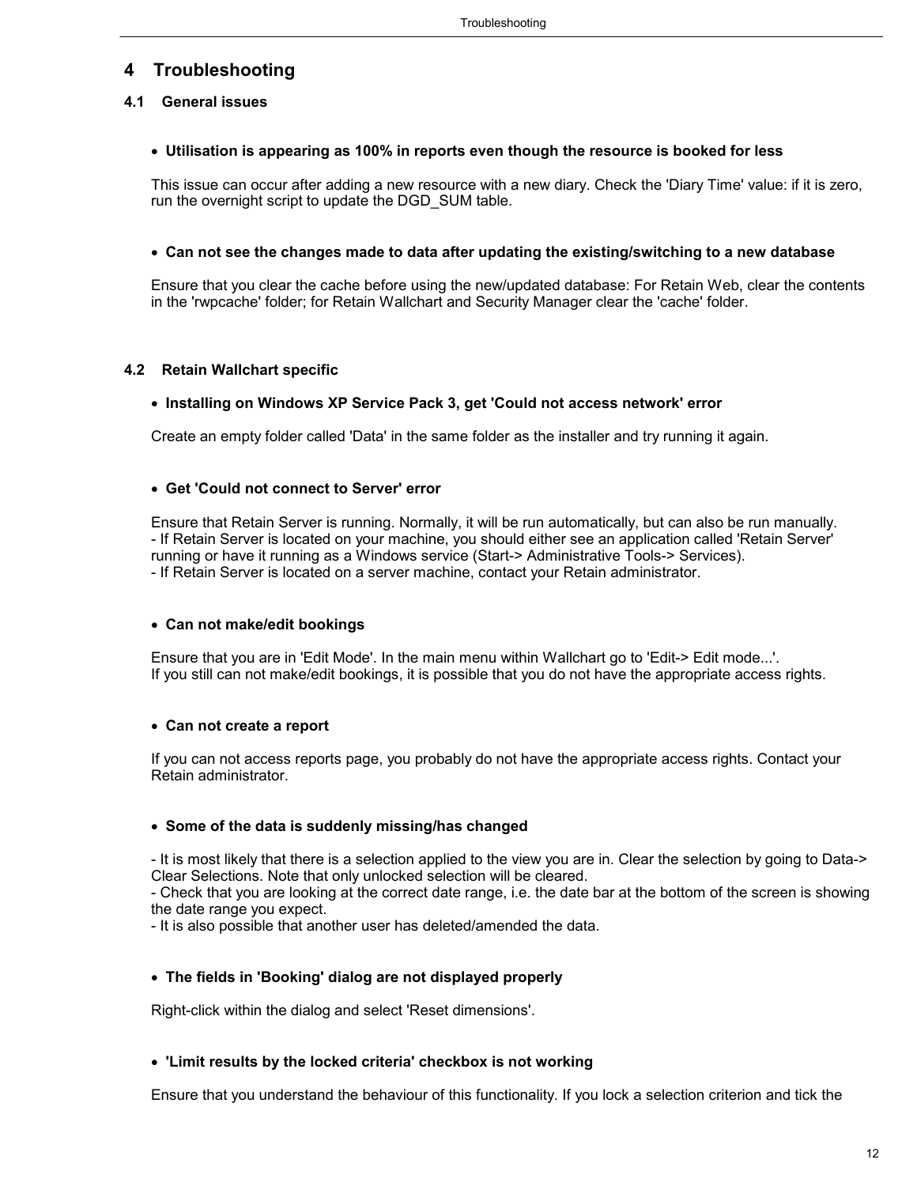# 4 Troubleshooting

## 4.1 General issues

- **Utilisation is appearing as 100% in reports even though the resource is booked for less**

This issue can occur after adding a new resource with a new diary. Check the 'Diary Time' value: if it is zero, run the overnight script to update the DGD_SUM table.

- **Can not see the changes made to data after updating the existing/switching to a new database**

Ensure that you clear the cache before using the new/updated database: For Retain Web, clear the contents in the 'rwpcache' folder; for Retain Wallchart and Security Manager clear the 'cache' folder.

## 4.2 Retain Wallchart specific

- **Installing on Windows XP Service Pack 3, get 'Could not access network' error**

Create an empty folder called 'Data' in the same folder as the installer and try running it again.

- **Get 'Could not connect to Server' error**

Ensure that Retain Server is running. Normally, it will be run automatically, but can also be run manually.
- If Retain Server is located on your machine, you should either see an application called 'Retain Server' running or have it running as a Windows service (Start-> Administrative Tools-> Services).
- If Retain Server is located on a server machine, contact your Retain administrator.

- **Can not make/edit bookings**

Ensure that you are in 'Edit Mode'. In the main menu within Wallchart go to 'Edit-> Edit mode...'.
If you still can not make/edit bookings, it is possible that you do not have the appropriate access rights.

- **Can not create a report**

If you can not access reports page, you probably do not have the appropriate access rights. Contact your Retain administrator.

- **Some of the data is suddenly missing/has changed**

- It is most likely that there is a selection applied to the view you are in. Clear the selection by going to Data-> Clear Selections. Note that only unlocked selection will be cleared.
- Check that you are looking at the correct date range, i.e. the date bar at the bottom of the screen is showing the date range you expect.
- It is also possible that another user has deleted/amended the data.

- **The fields in 'Booking' dialog are not displayed properly**

Right-click within the dialog and select 'Reset dimensions'.

- **'Limit results by the locked criteria' checkbox is not working**

Ensure that you understand the behaviour of this functionality. If you lock a selection criterion and tick the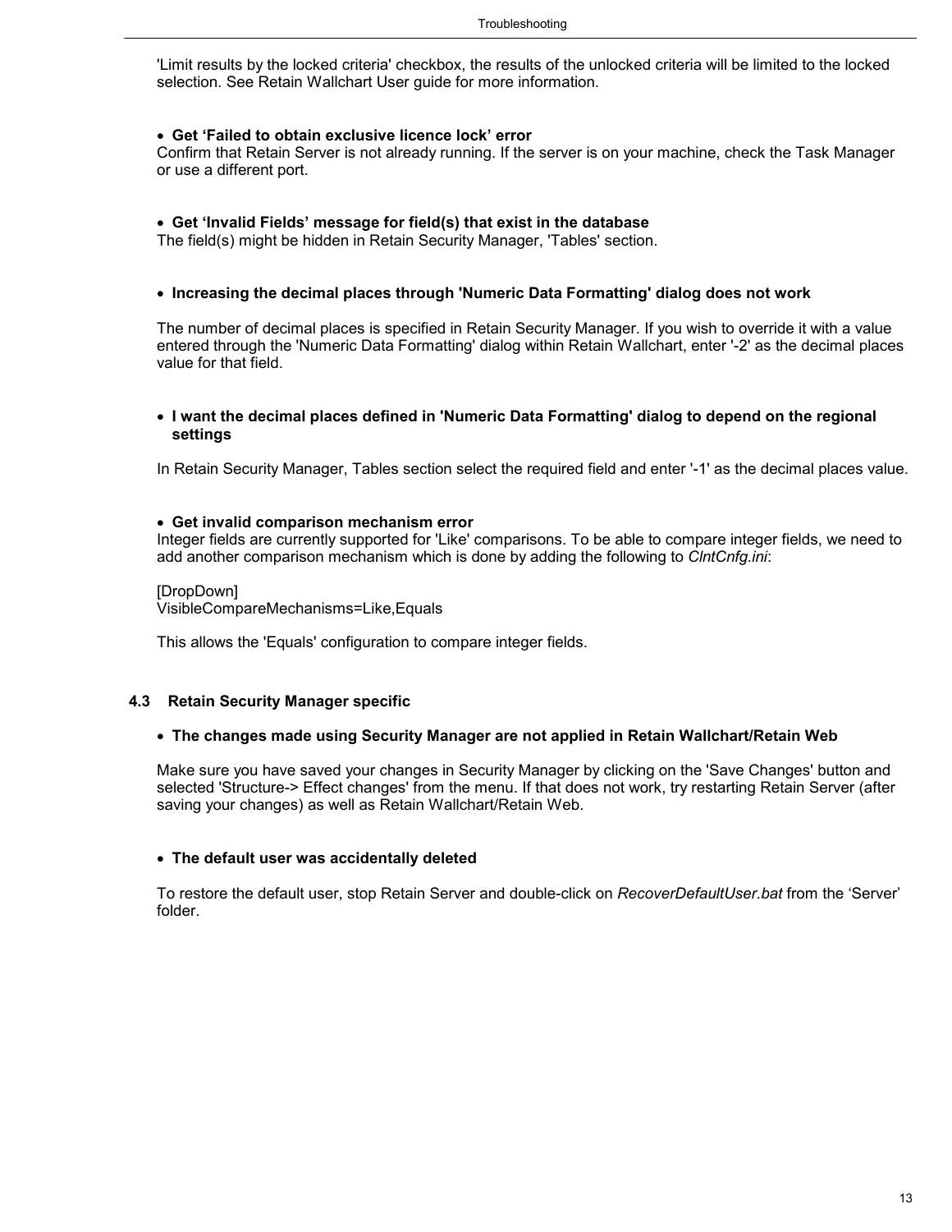'Limit results by the locked criteria' checkbox, the results of the unlocked criteria will be limited to the locked selection. See Retain Wallchart User guide for more information.

- **Get 'Failed to obtain exclusive licence lock' error**

Confirm that Retain Server is not already running. If the server is on your machine, check the Task Manager or use a different port.

- **Get 'Invalid Fields' message for field(s) that exist in the database**

The field(s) might be hidden in Retain Security Manager, 'Tables' section.

- **Increasing the decimal places through 'Numeric Data Formatting' dialog does not work**

The number of decimal places is specified in Retain Security Manager. If you wish to override it with a value entered through the 'Numeric Data Formatting' dialog within Retain Wallchart, enter '-2' as the decimal places value for that field.

- **I want the decimal places defined in 'Numeric Data Formatting' dialog to depend on the regional settings**

In Retain Security Manager, Tables section select the required field and enter '-1' as the decimal places value.

- **Get invalid comparison mechanism error**

Integer fields are currently supported for 'Like' comparisons. To be able to compare integer fields, we need to add another comparison mechanism which is done by adding the following to *ClntCnfg.ini*:

```
[DropDown]
VisibleCompareMechanisms=Like,Equals
```

This allows the 'Equals' configuration to compare integer fields.

## 4.3 Retain Security Manager specific

- **The changes made using Security Manager are not applied in Retain Wallchart/Retain Web**

Make sure you have saved your changes in Security Manager by clicking on the 'Save Changes' button and selected 'Structure-> Effect changes' from the menu. If that does not work, try restarting Retain Server (after saving your changes) as well as Retain Wallchart/Retain Web.

- **The default user was accidentally deleted**

To restore the default user, stop Retain Server and double-click on *RecoverDefaultUser.bat* from the 'Server' folder.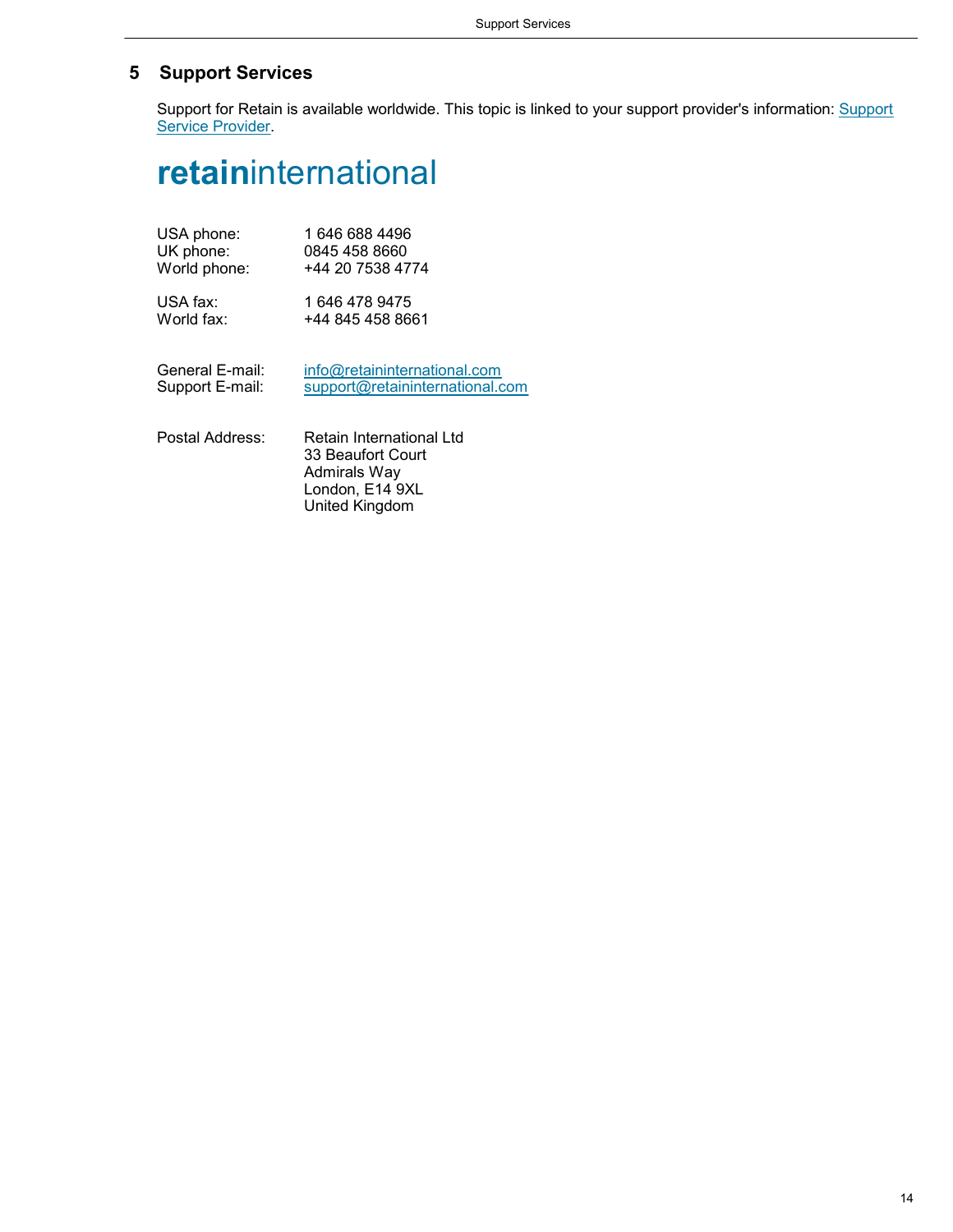# 5 Support Services

Support for Retain is available worldwide. This topic is linked to your support provider's information: Support Service Provider.

**retain**international

USA phone: 1 646 688 4496
UK phone: 0845 458 8660
World phone: +44 20 7538 4774

USA fax: 1 646 478 9475
World fax: +44 845 458 8661

General E-mail: info@retaininternational.com
Support E-mail: support@retaininternational.com

Postal Address: Retain International Ltd
33 Beaufort Court
Admirals Way
London, E14 9XL
United Kingdom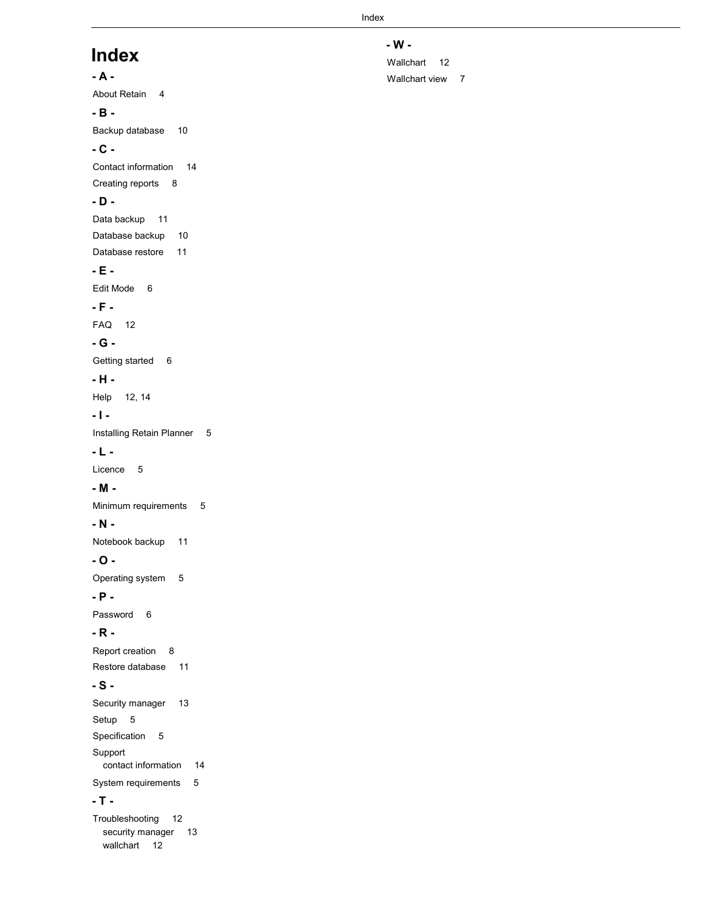# Index

## - A -

About Retain 4

## - B -

Backup database 10

## - C -

Contact information 14

Creating reports 8

## - D -

Data backup 11

Database backup 10

Database restore 11

## - E -

Edit Mode 6

## - F -

FAQ 12

## - G -

Getting started 6

## - H -

Help 12, 14

## - I -

Installing Retain Planner 5

## - L -

Licence 5

## - M -

Minimum requirements 5

## - N -

Notebook backup 11

## - O -

Operating system 5

## - P -

Password 6

## - R -

Report creation 8

Restore database 11

## - S -

Security manager 13

Setup 5

Specification 5

Support
- contact information 14

System requirements 5

## - T -

Troubleshooting 12
- security manager 13
- wallchart 12

## - W -

Wallchart 12

Wallchart view 7